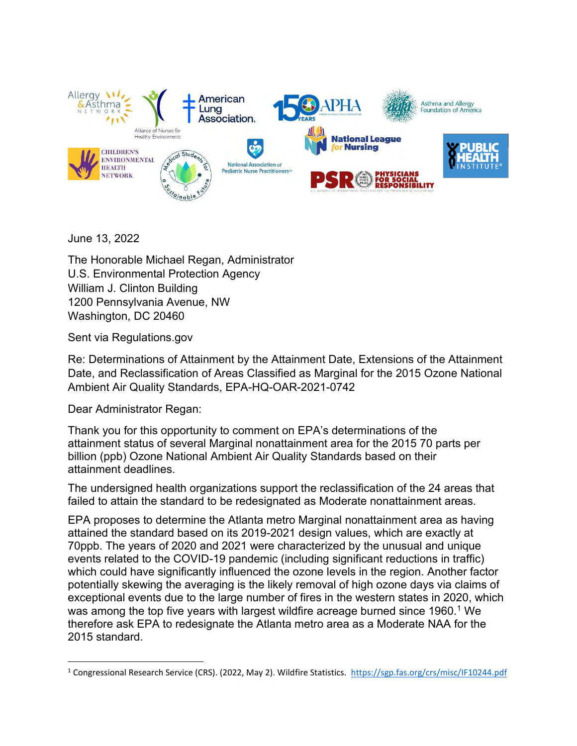June 13, 2022

The Honorable Michael Regan, Administrator
U.S. Environmental Protection Agency
William J. Clinton Building
1200 Pennsylvania Avenue, NW
Washington, DC 20460

Sent via Regulations.gov

Re: Determinations of Attainment by the Attainment Date, Extensions of the Attainment Date, and Reclassification of Areas Classified as Marginal for the 2015 Ozone National Ambient Air Quality Standards, EPA-HQ-OAR-2021-0742

Dear Administrator Regan:

Thank you for this opportunity to comment on EPA's determinations of the attainment status of several Marginal nonattainment area for the 2015 70 parts per billion (ppb) Ozone National Ambient Air Quality Standards based on their attainment deadlines.

The undersigned health organizations support the reclassification of the 24 areas that failed to attain the standard to be redesignated as Moderate nonattainment areas.

EPA proposes to determine the Atlanta metro Marginal nonattainment area as having attained the standard based on its 2019-2021 design values, which are exactly at 70ppb. The years of 2020 and 2021 were characterized by the unusual and unique events related to the COVID-19 pandemic (including significant reductions in traffic) which could have significantly influenced the ozone levels in the region. Another factor potentially skewing the averaging is the likely removal of high ozone days via claims of exceptional events due to the large number of fires in the western states in 2020, which was among the top five years with largest wildfire acreage burned since 1960.[1] We therefore ask EPA to redesignate the Atlanta metro area as a Moderate NAA for the 2015 standard.

---

[1] Congressional Research Service (CRS). (2022, May 2). Wildfire Statistics. https://sgp.fas.org/crs/misc/IF10244.pdf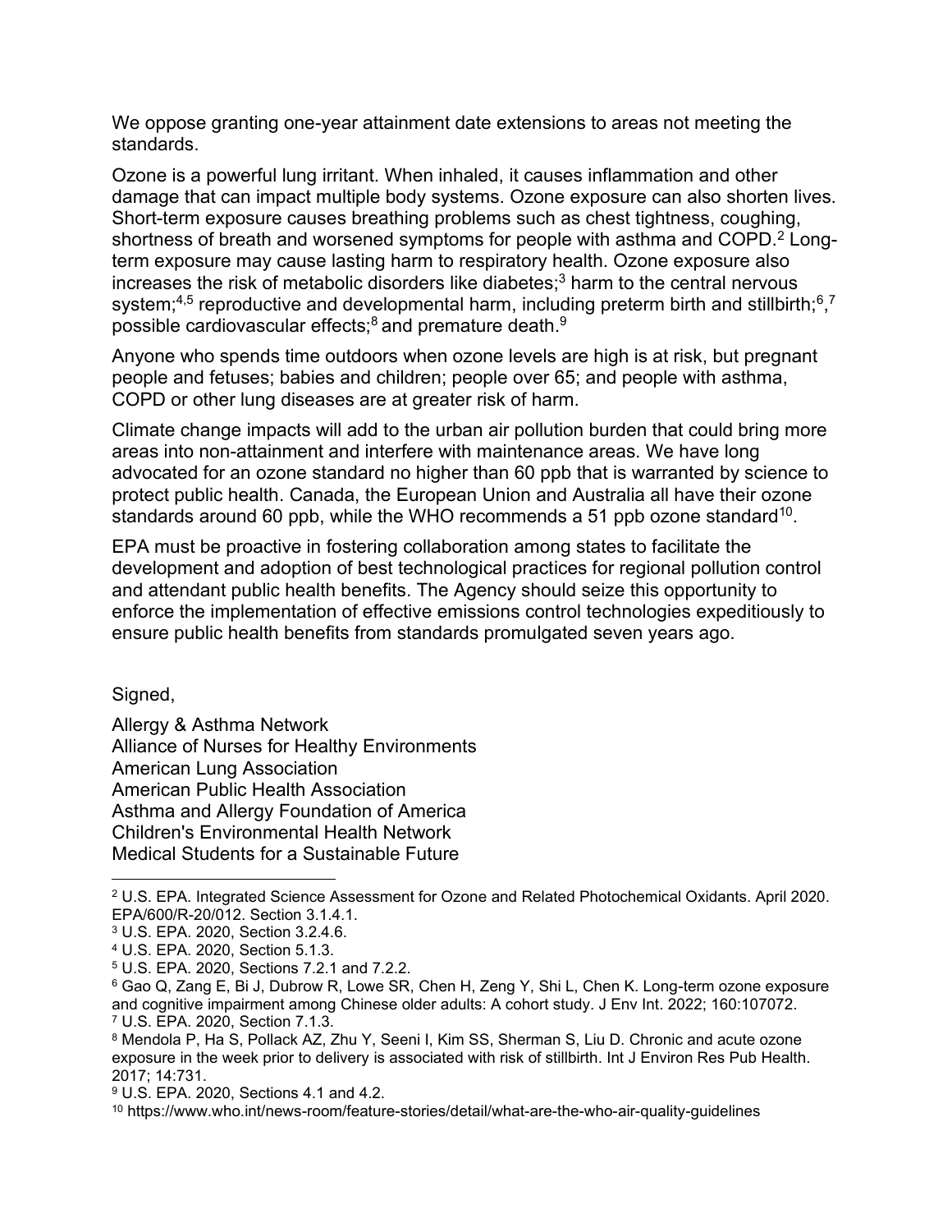We oppose granting one-year attainment date extensions to areas not meeting the standards.

Ozone is a powerful lung irritant. When inhaled, it causes inflammation and other damage that can impact multiple body systems. Ozone exposure can also shorten lives. Short-term exposure causes breathing problems such as chest tightness, coughing, shortness of breath and worsened symptoms for people with asthma and COPD.[2] Long-term exposure may cause lasting harm to respiratory health. Ozone exposure also increases the risk of metabolic disorders like diabetes;[3] harm to the central nervous system;[4,5] reproductive and developmental harm, including preterm birth and stillbirth;[6],[7] possible cardiovascular effects;[8] and premature death.[9]

Anyone who spends time outdoors when ozone levels are high is at risk, but pregnant people and fetuses; babies and children; people over 65; and people with asthma, COPD or other lung diseases are at greater risk of harm.

Climate change impacts will add to the urban air pollution burden that could bring more areas into non-attainment and interfere with maintenance areas. We have long advocated for an ozone standard no higher than 60 ppb that is warranted by science to protect public health. Canada, the European Union and Australia all have their ozone standards around 60 ppb, while the WHO recommends a 51 ppb ozone standard[10].

EPA must be proactive in fostering collaboration among states to facilitate the development and adoption of best technological practices for regional pollution control and attendant public health benefits. The Agency should seize this opportunity to enforce the implementation of effective emissions control technologies expeditiously to ensure public health benefits from standards promulgated seven years ago.

Signed,

Allergy & Asthma Network  
Alliance of Nurses for Healthy Environments  
American Lung Association  
American Public Health Association  
Asthma and Allergy Foundation of America  
Children's Environmental Health Network  
Medical Students for a Sustainable Future

---

[2] U.S. EPA. Integrated Science Assessment for Ozone and Related Photochemical Oxidants. April 2020. EPA/600/R-20/012. Section 3.1.4.1.

[3] U.S. EPA. 2020, Section 3.2.4.6.

[4] U.S. EPA. 2020, Section 5.1.3.

[5] U.S. EPA. 2020, Sections 7.2.1 and 7.2.2.

[6] Gao Q, Zang E, Bi J, Dubrow R, Lowe SR, Chen H, Zeng Y, Shi L, Chen K. Long-term ozone exposure and cognitive impairment among Chinese older adults: A cohort study. J Env Int. 2022; 160:107072.

[7] U.S. EPA. 2020, Section 7.1.3.

[8] Mendola P, Ha S, Pollack AZ, Zhu Y, Seeni I, Kim SS, Sherman S, Liu D. Chronic and acute ozone exposure in the week prior to delivery is associated with risk of stillbirth. Int J Environ Res Pub Health. 2017; 14:731.

[9] U.S. EPA. 2020, Sections 4.1 and 4.2.

[10] https://www.who.int/news-room/feature-stories/detail/what-are-the-who-air-quality-guidelines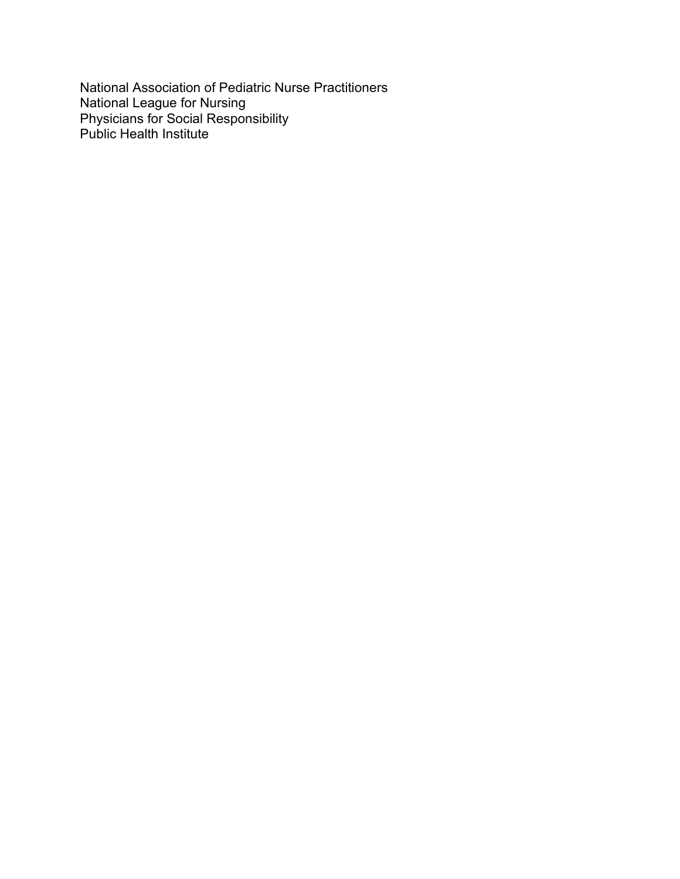National Association of Pediatric Nurse Practitioners
National League for Nursing
Physicians for Social Responsibility
Public Health Institute